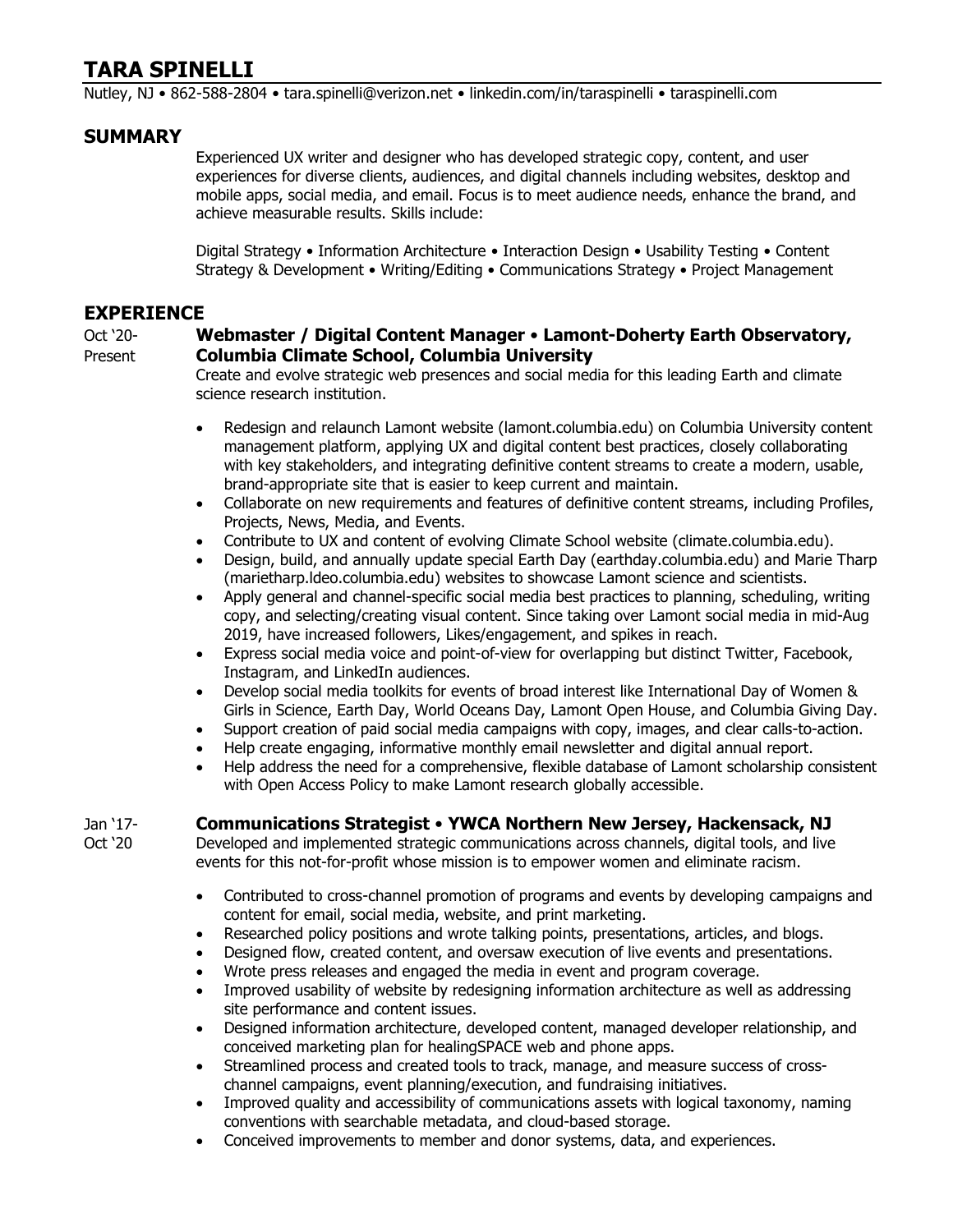# TARA SPINELLI

Nutley, NJ • 862-588-2804 • tara.spinelli@verizon.net • linkedin.com/in/taraspinelli • taraspinelli.com

## SUMMARY

Experienced UX writer and designer who has developed strategic copy, content, and user experiences for diverse clients, audiences, and digital channels including websites, desktop and mobile apps, social media, and email. Focus is to meet audience needs, enhance the brand, and achieve measurable results. Skills include:

Digital Strategy • Information Architecture • Interaction Design • Usability Testing • Content Strategy & Development • Writing/Editing • Communications Strategy • Project Management

## EXPERIENCE

Oct '20-Present

### Webmaster / Digital Content Manager • Lamont-Doherty Earth Observatory, Columbia Climate School, Columbia University

Create and evolve strategic web presences and social media for this leading Earth and climate science research institution.

- Redesign and relaunch Lamont website (lamont.columbia.edu) on Columbia University content management platform, applying UX and digital content best practices, closely collaborating with key stakeholders, and integrating definitive content streams to create a modern, usable, brand-appropriate site that is easier to keep current and maintain.
- Collaborate on new requirements and features of definitive content streams, including Profiles, Projects, News, Media, and Events.
- Contribute to UX and content of evolving Climate School website (climate.columbia.edu).
- Design, build, and annually update special Earth Day (earthday.columbia.edu) and Marie Tharp (mariethar p.ldeo.columbia.edu) websites to showcase Lamont science and scientists.
- Apply general and channel-specific social media best practices to planning, scheduling, writing copy, and selecting/creating visual content. Since taking over Lamont social media in mid-Aug 2019, have increased followers, Likes/engagement, and spikes in reach.
- Express social media voice and point-of-view for overlapping but distinct Twitter, Facebook, Instagram, and LinkedIn audiences.
- Develop social media toolkits for events of broad interest like International Day of Women & Girls in Science, Earth Day, World Oceans Day, Lamont Open House, and Columbia Giving Day.
- Support creation of paid social media campaigns with copy, images, and clear calls-to-action.
- Help create engaging, informative monthly email newsletter and digital annual report.
- Help address the need for a comprehensive, flexible database of Lamont scholarship consistent with Open Access Policy to make Lamont research globally accessible.

Jan '17-Oct '20

### Communications Strategist • YWCA Northern New Jersey, Hackensack, NJ

Developed and implemented strategic communications across channels, digital tools, and live events for this not-for-profit whose mission is to empower women and eliminate racism.

- Contributed to cross-channel promotion of programs and events by developing campaigns and content for email, social media, website, and print marketing.
- Researched policy positions and wrote talking points, presentations, articles, and blogs.
- Designed flow, created content, and oversaw execution of live events and presentations.
- Wrote press releases and engaged the media in event and program coverage.
- Improved usability of website by redesigning information architecture as well as addressing site performance and content issues.
- Designed information architecture, developed content, managed developer relationship, and conceived marketing plan for healingSPACE web and phone apps.
- Streamlined process and created tools to track, manage, and measure success of cross-channel campaigns, event planning/execution, and fundraising initiatives.
- Improved quality and accessibility of communications assets with logical taxonomy, naming conventions with searchable metadata, and cloud-based storage.
- Conceived improvements to member and donor systems, data, and experiences.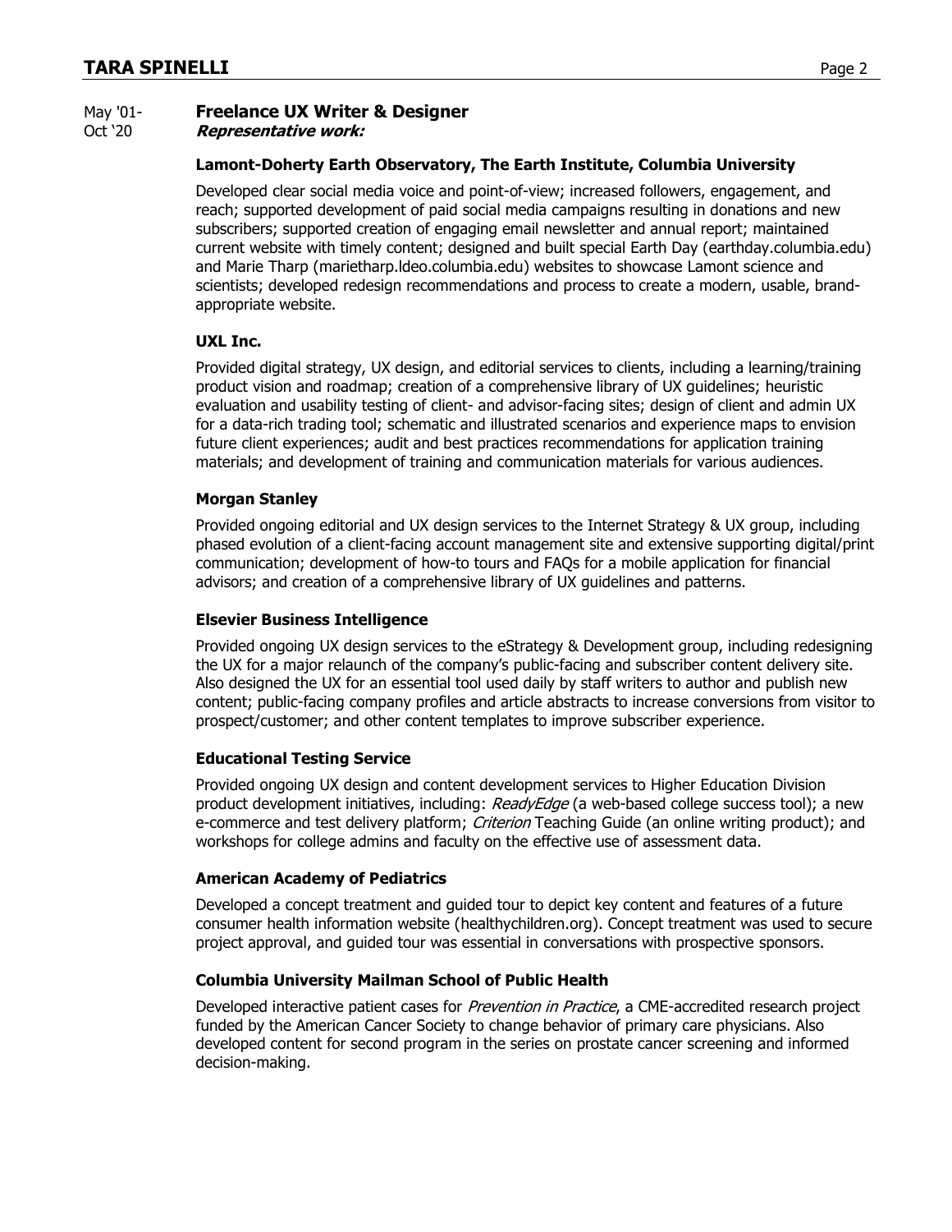May '01- Oct '20

### Freelance UX Writer & Designer

***Representative work:***

**Lamont-Doherty Earth Observatory, The Earth Institute, Columbia University**

Developed clear social media voice and point-of-view; increased followers, engagement, and reach; supported development of paid social media campaigns resulting in donations and new subscribers; supported creation of engaging email newsletter and annual report; maintained current website with timely content; designed and built special Earth Day (earthday.columbia.edu) and Marie Tharp (marietharp.ldeo.columbia.edu) websites to showcase Lamont science and scientists; developed redesign recommendations and process to create a modern, usable, brand-appropriate website.

**UXL Inc.**

Provided digital strategy, UX design, and editorial services to clients, including a learning/training product vision and roadmap; creation of a comprehensive library of UX guidelines; heuristic evaluation and usability testing of client- and advisor-facing sites; design of client and admin UX for a data-rich trading tool; schematic and illustrated scenarios and experience maps to envision future client experiences; audit and best practices recommendations for application training materials; and development of training and communication materials for various audiences.

**Morgan Stanley**

Provided ongoing editorial and UX design services to the Internet Strategy & UX group, including phased evolution of a client-facing account management site and extensive supporting digital/print communication; development of how-to tours and FAQs for a mobile application for financial advisors; and creation of a comprehensive library of UX guidelines and patterns.

**Elsevier Business Intelligence**

Provided ongoing UX design services to the eStrategy & Development group, including redesigning the UX for a major relaunch of the company's public-facing and subscriber content delivery site. Also designed the UX for an essential tool used daily by staff writers to author and publish new content; public-facing company profiles and article abstracts to increase conversions from visitor to prospect/customer; and other content templates to improve subscriber experience.

**Educational Testing Service**

Provided ongoing UX design and content development services to Higher Education Division product development initiatives, including: *ReadyEdge* (a web-based college success tool); a new e-commerce and test delivery platform; *Criterion* Teaching Guide (an online writing product); and workshops for college admins and faculty on the effective use of assessment data.

**American Academy of Pediatrics**

Developed a concept treatment and guided tour to depict key content and features of a future consumer health information website (healthychildren.org). Concept treatment was used to secure project approval, and guided tour was essential in conversations with prospective sponsors.

**Columbia University Mailman School of Public Health**

Developed interactive patient cases for *Prevention in Practice*, a CME-accredited research project funded by the American Cancer Society to change behavior of primary care physicians. Also developed content for second program in the series on prostate cancer screening and informed decision-making.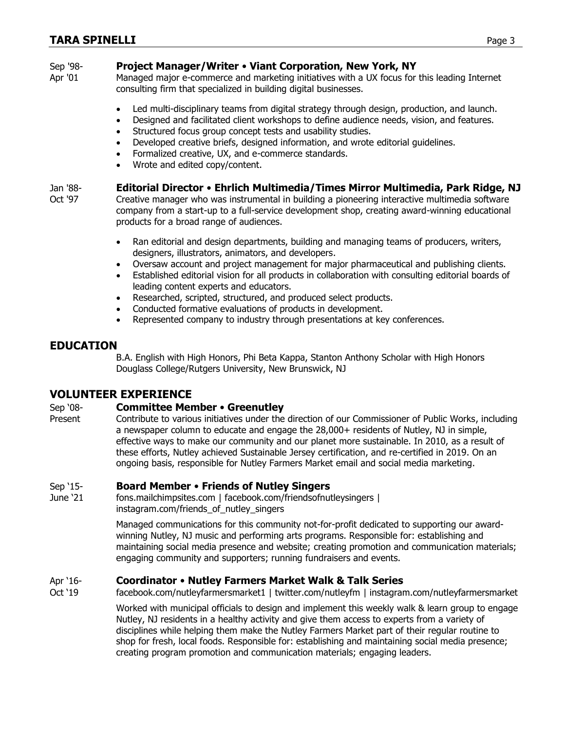Sep '98- Apr '01 **Project Manager/Writer • Viant Corporation, New York, NY**

Managed major e-commerce and marketing initiatives with a UX focus for this leading Internet consulting firm that specialized in building digital businesses.

- Led multi-disciplinary teams from digital strategy through design, production, and launch.
- Designed and facilitated client workshops to define audience needs, vision, and features.
- Structured focus group concept tests and usability studies.
- Developed creative briefs, designed information, and wrote editorial guidelines.
- Formalized creative, UX, and e-commerce standards.
- Wrote and edited copy/content.

Jan '88- Oct '97 **Editorial Director • Ehrlich Multimedia/Times Mirror Multimedia, Park Ridge, NJ**

Creative manager who was instrumental in building a pioneering interactive multimedia software company from a start-up to a full-service development shop, creating award-winning educational products for a broad range of audiences.

- Ran editorial and design departments, building and managing teams of producers, writers, designers, illustrators, animators, and developers.
- Oversaw account and project management for major pharmaceutical and publishing clients.
- Established editorial vision for all products in collaboration with consulting editorial boards of leading content experts and educators.
- Researched, scripted, structured, and produced select products.
- Conducted formative evaluations of products in development.
- Represented company to industry through presentations at key conferences.

## EDUCATION

B.A. English with High Honors, Phi Beta Kappa, Stanton Anthony Scholar with High Honors
Douglass College/Rutgers University, New Brunswick, NJ

## VOLUNTEER EXPERIENCE

Sep '08- Present **Committee Member • Greenutley**

Contribute to various initiatives under the direction of our Commissioner of Public Works, including a newspaper column to educate and engage the 28,000+ residents of Nutley, NJ in simple, effective ways to make our community and our planet more sustainable. In 2010, as a result of these efforts, Nutley achieved Sustainable Jersey certification, and re-certified in 2019. On an ongoing basis, responsible for Nutley Farmers Market email and social media marketing.

Sep '15- June '21 **Board Member • Friends of Nutley Singers**

fons.mailchimpsites.com | facebook.com/friendsofnutleysingers | instagram.com/friends_of_nutley_singers

Managed communications for this community not-for-profit dedicated to supporting our award-winning Nutley, NJ music and performing arts programs. Responsible for: establishing and maintaining social media presence and website; creating promotion and communication materials; engaging community and supporters; running fundraisers and events.

Apr '16- Oct '19 **Coordinator • Nutley Farmers Market Walk & Talk Series**

facebook.com/nutleyfarmersmarket1 | twitter.com/nutleyfm | instagram.com/nutleyfarmersmarket

Worked with municipal officials to design and implement this weekly walk & learn group to engage Nutley, NJ residents in a healthy activity and give them access to experts from a variety of disciplines while helping them make the Nutley Farmers Market part of their regular routine to shop for fresh, local foods. Responsible for: establishing and maintaining social media presence; creating program promotion and communication materials; engaging leaders.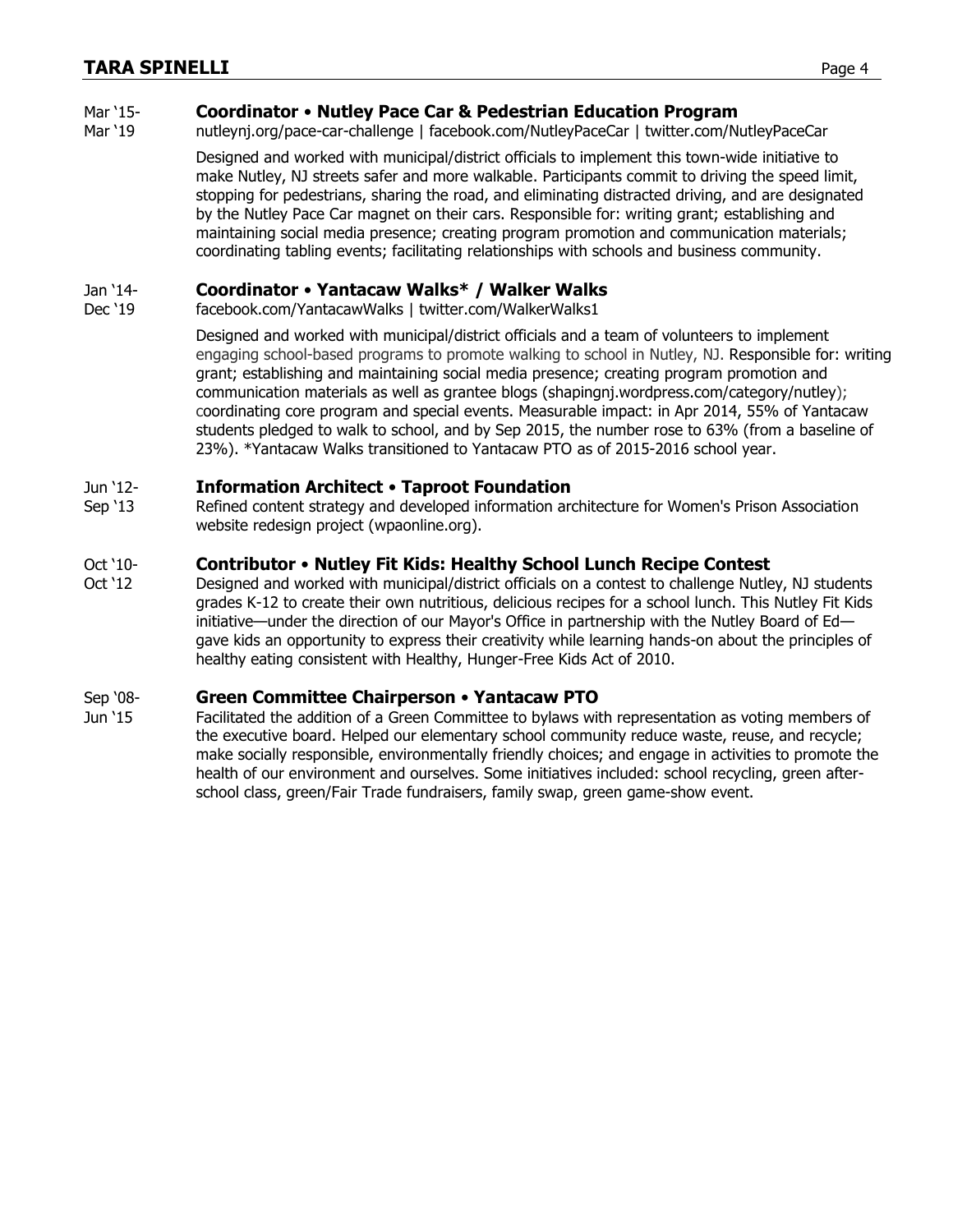Mar '15- Mar '19

**Coordinator • Nutley Pace Car & Pedestrian Education Program**

nutleynj.org/pace-car-challenge | facebook.com/NutleyPaceCar | twitter.com/NutleyPaceCar

Designed and worked with municipal/district officials to implement this town-wide initiative to make Nutley, NJ streets safer and more walkable. Participants commit to driving the speed limit, stopping for pedestrians, sharing the road, and eliminating distracted driving, and are designated by the Nutley Pace Car magnet on their cars. Responsible for: writing grant; establishing and maintaining social media presence; creating program promotion and communication materials; coordinating tabling events; facilitating relationships with schools and business community.

Jan '14- Dec '19

**Coordinator • Yantacaw Walks* / Walker Walks**

facebook.com/YantacawWalks | twitter.com/WalkerWalks1

Designed and worked with municipal/district officials and a team of volunteers to implement engaging school-based programs to promote walking to school in Nutley, NJ. Responsible for: writing grant; establishing and maintaining social media presence; creating program promotion and communication materials as well as grantee blogs (shapingnj.wordpress.com/category/nutley); coordinating core program and special events. Measurable impact: in Apr 2014, 55% of Yantacaw students pledged to walk to school, and by Sep 2015, the number rose to 63% (from a baseline of 23%). *Yantacaw Walks transitioned to Yantacaw PTO as of 2015-2016 school year.

Jun '12- Sep '13

**Information Architect • Taproot Foundation**

Refined content strategy and developed information architecture for Women's Prison Association website redesign project (wpaonline.org).

Oct '10- Oct '12

**Contributor • Nutley Fit Kids: Healthy School Lunch Recipe Contest**

Designed and worked with municipal/district officials on a contest to challenge Nutley, NJ students grades K-12 to create their own nutritious, delicious recipes for a school lunch. This Nutley Fit Kids initiative—under the direction of our Mayor's Office in partnership with the Nutley Board of Ed—gave kids an opportunity to express their creativity while learning hands-on about the principles of healthy eating consistent with Healthy, Hunger-Free Kids Act of 2010.

Sep '08- Jun '15

**Green Committee Chairperson • Yantacaw PTO**

Facilitated the addition of a Green Committee to bylaws with representation as voting members of the executive board. Helped our elementary school community reduce waste, reuse, and recycle; make socially responsible, environmentally friendly choices; and engage in activities to promote the health of our environment and ourselves. Some initiatives included: school recycling, green after-school class, green/Fair Trade fundraisers, family swap, green game-show event.